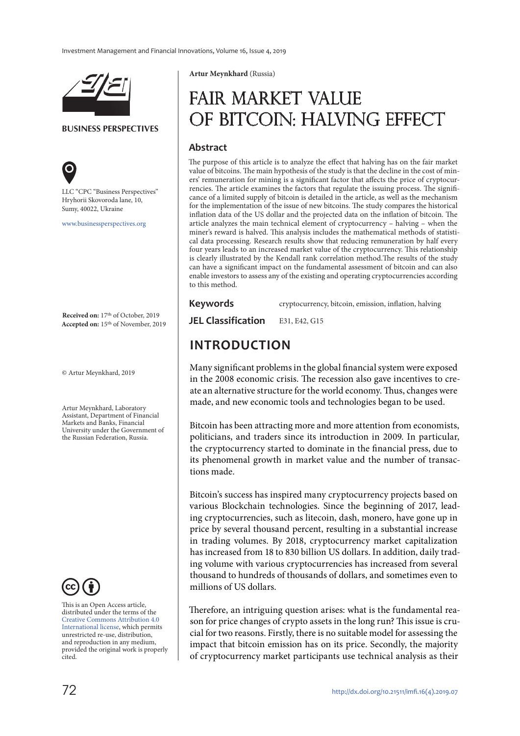**BUSINESS PERSPECTIVES**

LLC "CPC "Business Perspectives"
Hryhorii Skovoroda lane, 10,
Sumy, 40022, Ukraine

www.businessperspectives.org

**Received on:** 17th of October, 2019
**Accepted on:** 15th of November, 2019

© Artur Meynkhard, 2019

Artur Meynkhard, Laboratory Assistant, Department of Financial Markets and Banks, Financial University under the Government of the Russian Federation, Russia.

This is an Open Access article, distributed under the terms of the Creative Commons Attribution 4.0 International license, which permits unrestricted re-use, distribution, and reproduction in any medium, provided the original work is properly cited.

**Artur Meynkhard** (Russia)

# FAIR MARKET VALUE OF BITCOIN: HALVING EFFECT

## Abstract

The purpose of this article is to analyze the effect that halving has on the fair market value of bitcoins. The main hypothesis of the study is that the decline in the cost of miners' remuneration for mining is a significant factor that affects the price of cryptocurrencies. The article examines the factors that regulate the issuing process. The significance of a limited supply of bitcoin is detailed in the article, as well as the mechanism for the implementation of the issue of new bitcoins. The study compares the historical inflation data of the US dollar and the projected data on the inflation of bitcoin. The article analyzes the main technical element of cryptocurrency – halving – when the miner's reward is halved. This analysis includes the mathematical methods of statistical data processing. Research results show that reducing remuneration by half every four years leads to an increased market value of the cryptocurrency. This relationship is clearly illustrated by the Kendall rank correlation method.The results of the study can have a significant impact on the fundamental assessment of bitcoin and can also enable investors to assess any of the existing and operating cryptocurrencies according to this method.

**Keywords** cryptocurrency, bitcoin, emission, inflation, halving

**JEL Classification** E31, E42, G15

## INTRODUCTION

Many significant problems in the global financial system were exposed in the 2008 economic crisis. The recession also gave incentives to create an alternative structure for the world economy. Thus, changes were made, and new economic tools and technologies began to be used.

Bitcoin has been attracting more and more attention from economists, politicians, and traders since its introduction in 2009. In particular, the cryptocurrency started to dominate in the financial press, due to its phenomenal growth in market value and the number of transactions made.

Bitcoin's success has inspired many cryptocurrency projects based on various Blockchain technologies. Since the beginning of 2017, leading cryptocurrencies, such as litecoin, dash, monero, have gone up in price by several thousand percent, resulting in a substantial increase in trading volumes. By 2018, cryptocurrency market capitalization has increased from 18 to 830 billion US dollars. In addition, daily trading volume with various cryptocurrencies has increased from several thousand to hundreds of thousands of dollars, and sometimes even to millions of US dollars.

Therefore, an intriguing question arises: what is the fundamental reason for price changes of crypto assets in the long run? This issue is crucial for two reasons. Firstly, there is no suitable model for assessing the impact that bitcoin emission has on its price. Secondly, the majority of cryptocurrency market participants use technical analysis as their

http://dx.doi.org/10.21511/imfi.16(4).2019.07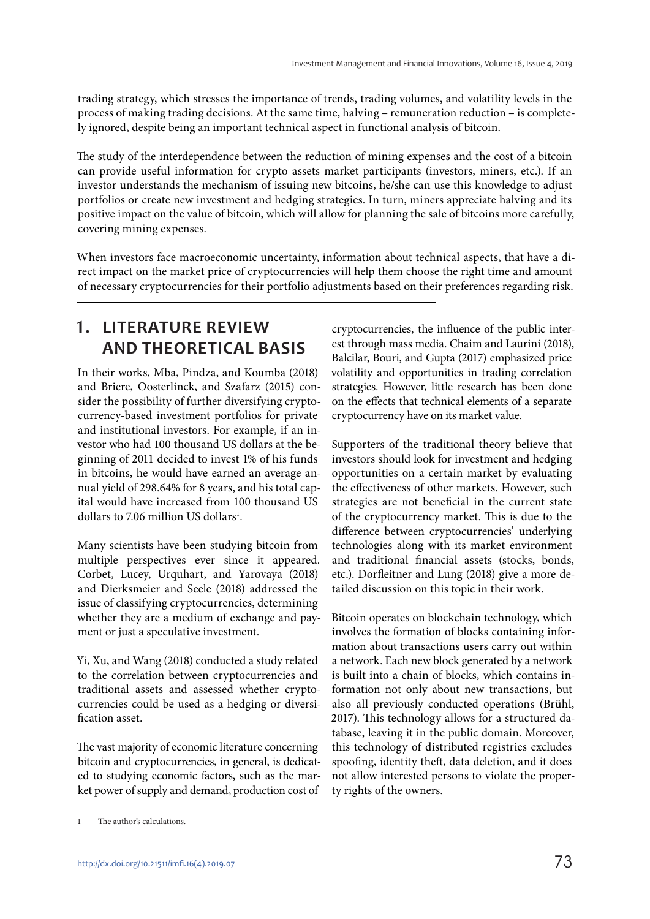trading strategy, which stresses the importance of trends, trading volumes, and volatility levels in the process of making trading decisions. At the same time, halving – remuneration reduction – is completely ignored, despite being an important technical aspect in functional analysis of bitcoin.

The study of the interdependence between the reduction of mining expenses and the cost of a bitcoin can provide useful information for crypto assets market participants (investors, miners, etc.). If an investor understands the mechanism of issuing new bitcoins, he/she can use this knowledge to adjust portfolios or create new investment and hedging strategies. In turn, miners appreciate halving and its positive impact on the value of bitcoin, which will allow for planning the sale of bitcoins more carefully, covering mining expenses.

When investors face macroeconomic uncertainty, information about technical aspects, that have a direct impact on the market price of cryptocurrencies will help them choose the right time and amount of necessary cryptocurrencies for their portfolio adjustments based on their preferences regarding risk.

## 1. LITERATURE REVIEW AND THEORETICAL BASIS

In their works, Mba, Pindza, and Koumba (2018) and Briere, Oosterlinck, and Szafarz (2015) consider the possibility of further diversifying cryptocurrency-based investment portfolios for private and institutional investors. For example, if an investor who had 100 thousand US dollars at the beginning of 2011 decided to invest 1% of his funds in bitcoins, he would have earned an average annual yield of 298.64% for 8 years, and his total capital would have increased from 100 thousand US dollars to 7.06 million US dollars[1].

Many scientists have been studying bitcoin from multiple perspectives ever since it appeared. Corbet, Lucey, Urquhart, and Yarovaya (2018) and Dierksmeier and Seele (2018) addressed the issue of classifying cryptocurrencies, determining whether they are a medium of exchange and payment or just a speculative investment.

Yi, Xu, and Wang (2018) conducted a study related to the correlation between cryptocurrencies and traditional assets and assessed whether cryptocurrencies could be used as a hedging or diversification asset.

The vast majority of economic literature concerning bitcoin and cryptocurrencies, in general, is dedicated to studying economic factors, such as the market power of supply and demand, production cost of cryptocurrencies, the influence of the public interest through mass media. Chaim and Laurini (2018), Balcilar, Bouri, and Gupta (2017) emphasized price volatility and opportunities in trading correlation strategies. However, little research has been done on the effects that technical elements of a separate cryptocurrency have on its market value.

Supporters of the traditional theory believe that investors should look for investment and hedging opportunities on a certain market by evaluating the effectiveness of other markets. However, such strategies are not beneficial in the current state of the cryptocurrency market. This is due to the difference between cryptocurrencies' underlying technologies along with its market environment and traditional financial assets (stocks, bonds, etc.). Dorfleitner and Lung (2018) give a more detailed discussion on this topic in their work.

Bitcoin operates on blockchain technology, which involves the formation of blocks containing information about transactions users carry out within a network. Each new block generated by a network is built into a chain of blocks, which contains information not only about new transactions, but also all previously conducted operations (Brühl, 2017). This technology allows for a structured database, leaving it in the public domain. Moreover, this technology of distributed registries excludes spoofing, identity theft, data deletion, and it does not allow interested persons to violate the property rights of the owners.

---

[1] The author's calculations.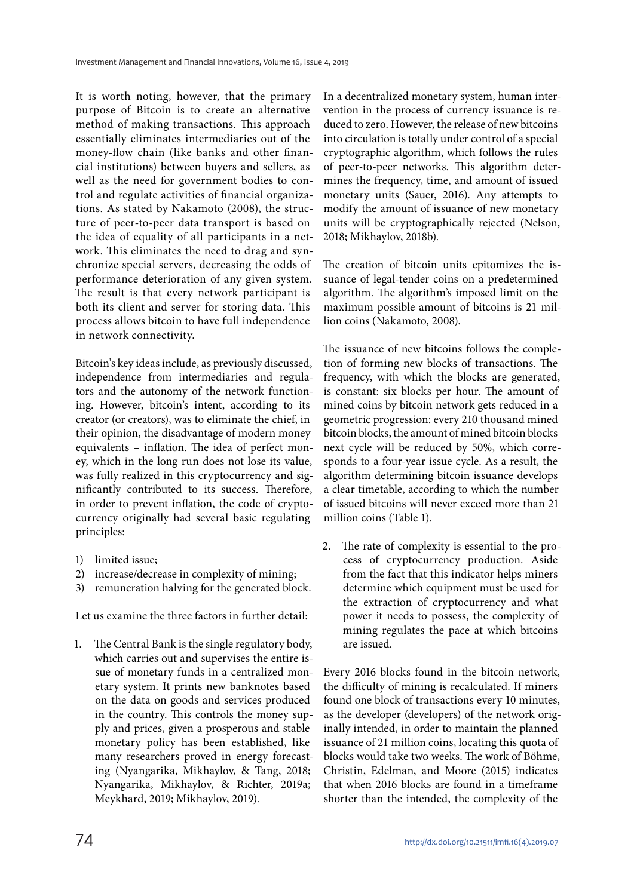It is worth noting, however, that the primary purpose of Bitcoin is to create an alternative method of making transactions. This approach essentially eliminates intermediaries out of the money-flow chain (like banks and other financial institutions) between buyers and sellers, as well as the need for government bodies to control and regulate activities of financial organizations. As stated by Nakamoto (2008), the structure of peer-to-peer data transport is based on the idea of equality of all participants in a network. This eliminates the need to drag and synchronize special servers, decreasing the odds of performance deterioration of any given system. The result is that every network participant is both its client and server for storing data. This process allows bitcoin to have full independence in network connectivity.

Bitcoin's key ideas include, as previously discussed, independence from intermediaries and regulators and the autonomy of the network functioning. However, bitcoin's intent, according to its creator (or creators), was to eliminate the chief, in their opinion, the disadvantage of modern money equivalents – inflation. The idea of perfect money, which in the long run does not lose its value, was fully realized in this cryptocurrency and significantly contributed to its success. Therefore, in order to prevent inflation, the code of cryptocurrency originally had several basic regulating principles:

1) limited issue;
2) increase/decrease in complexity of mining;
3) remuneration halving for the generated block.

Let us examine the three factors in further detail:

1. The Central Bank is the single regulatory body, which carries out and supervises the entire issue of monetary funds in a centralized monetary system. It prints new banknotes based on the data on goods and services produced in the country. This controls the money supply and prices, given a prosperous and stable monetary policy has been established, like many researchers proved in energy forecasting (Nyangarika, Mikhaylov, & Tang, 2018; Nyangarika, Mikhaylov, & Richter, 2019a; Meykhard, 2019; Mikhaylov, 2019).

In a decentralized monetary system, human intervention in the process of currency issuance is reduced to zero. However, the release of new bitcoins into circulation is totally under control of a special cryptographic algorithm, which follows the rules of peer-to-peer networks. This algorithm determines the frequency, time, and amount of issued monetary units (Sauer, 2016). Any attempts to modify the amount of issuance of new monetary units will be cryptographically rejected (Nelson, 2018; Mikhaylov, 2018b).

The creation of bitcoin units epitomizes the issuance of legal-tender coins on a predetermined algorithm. The algorithm's imposed limit on the maximum possible amount of bitcoins is 21 million coins (Nakamoto, 2008).

The issuance of new bitcoins follows the completion of forming new blocks of transactions. The frequency, with which the blocks are generated, is constant: six blocks per hour. The amount of mined coins by bitcoin network gets reduced in a geometric progression: every 210 thousand mined bitcoin blocks, the amount of mined bitcoin blocks next cycle will be reduced by 50%, which corresponds to a four-year issue cycle. As a result, the algorithm determining bitcoin issuance develops a clear timetable, according to which the number of issued bitcoins will never exceed more than 21 million coins (Table 1).

2. The rate of complexity is essential to the process of cryptocurrency production. Aside from the fact that this indicator helps miners determine which equipment must be used for the extraction of cryptocurrency and what power it needs to possess, the complexity of mining regulates the pace at which bitcoins are issued.

Every 2016 blocks found in the bitcoin network, the difficulty of mining is recalculated. If miners found one block of transactions every 10 minutes, as the developer (developers) of the network originally intended, in order to maintain the planned issuance of 21 million coins, locating this quota of blocks would take two weeks. The work of Böhme, Christin, Edelman, and Moore (2015) indicates that when 2016 blocks are found in a timeframe shorter than the intended, the complexity of the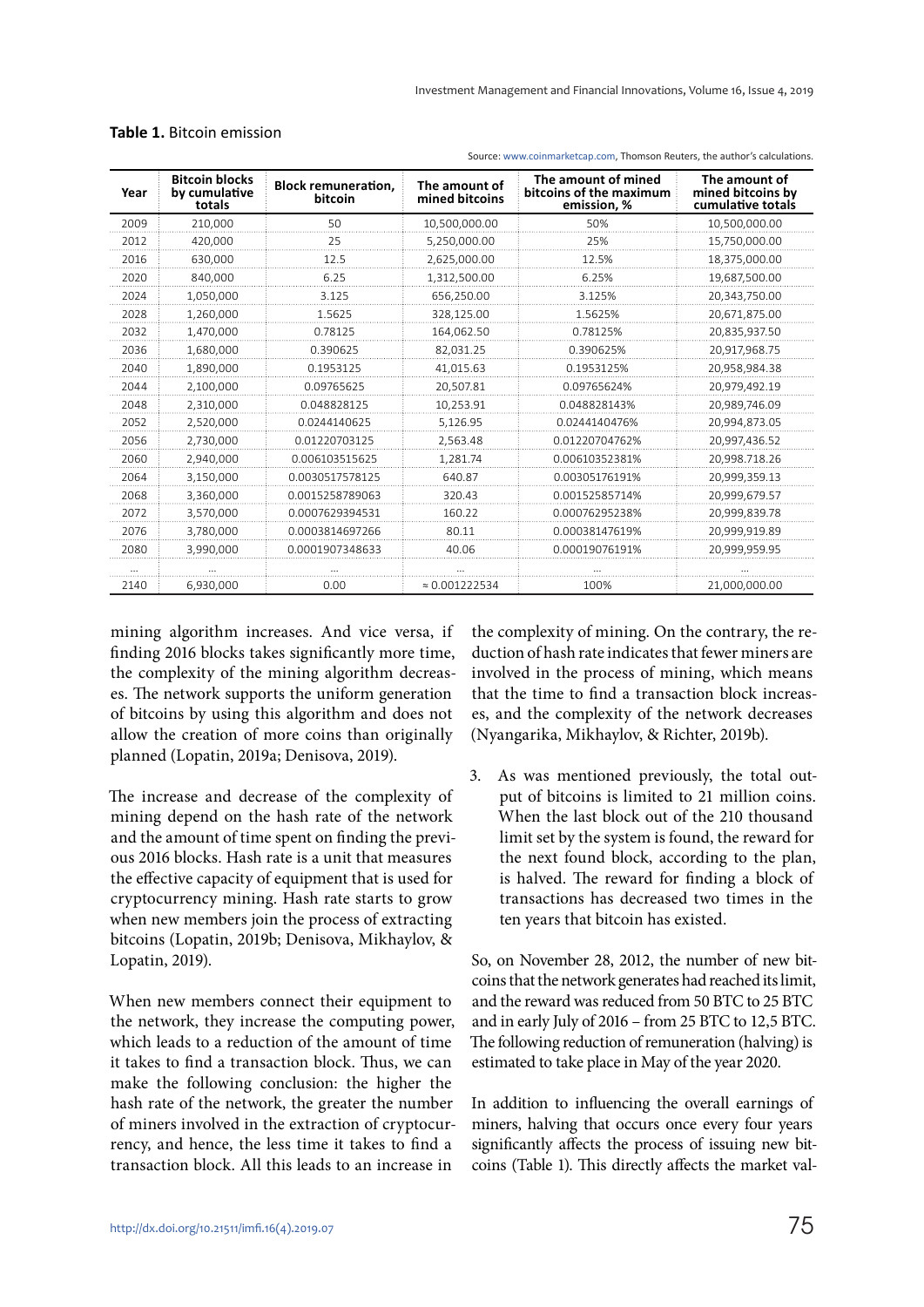**Table 1.** Bitcoin emission

Source: www.coinmarketcap.com, Thomson Reuters, the author's calculations.

| Year | Bitcoin blocks by cumulative totals | Block remuneration, bitcoin | The amount of mined bitcoins | The amount of mined bitcoins of the maximum emission, % | The amount of mined bitcoins by cumulative totals |
|---|---|---|---|---|---|
| 2009 | 210,000 | 50 | 10,500,000.00 | 50% | 10,500,000.00 |
| 2012 | 420,000 | 25 | 5,250,000.00 | 25% | 15,750,000.00 |
| 2016 | 630,000 | 12.5 | 2,625,000.00 | 12.5% | 18,375,000.00 |
| 2020 | 840,000 | 6.25 | 1,312,500.00 | 6.25% | 19,687,500.00 |
| 2024 | 1,050,000 | 3.125 | 656,250.00 | 3.125% | 20,343,750.00 |
| 2028 | 1,260,000 | 1.5625 | 328,125.00 | 1.5625% | 20,671,875.00 |
| 2032 | 1,470,000 | 0.78125 | 164,062.50 | 0.78125% | 20,835,937.50 |
| 2036 | 1,680,000 | 0.390625 | 82,031.25 | 0.390625% | 20,917,968.75 |
| 2040 | 1,890,000 | 0.1953125 | 41,015.63 | 0.1953125% | 20,958,984.38 |
| 2044 | 2,100,000 | 0.09765625 | 20,507.81 | 0.09765624% | 20,979,492.19 |
| 2048 | 2,310,000 | 0.048828125 | 10,253.91 | 0.048828143% | 20,989,746.09 |
| 2052 | 2,520,000 | 0.0244140625 | 5,126.95 | 0.0244140476% | 20,994,873.05 |
| 2056 | 2,730,000 | 0.01220703125 | 2,563.48 | 0.01220704762% | 20,997,436.52 |
| 2060 | 2,940,000 | 0.006103515625 | 1,281.74 | 0.00610352381% | 20,998,718.26 |
| 2064 | 3,150,000 | 0.0030517578125 | 640.87 | 0.00305176191% | 20,999,359.13 |
| 2068 | 3,360,000 | 0.0015258789063 | 320.43 | 0.00152585714% | 20,999,679.57 |
| 2072 | 3,570,000 | 0.0007629394531 | 160.22 | 0.00076295238% | 20,999,839.78 |
| 2076 | 3,780,000 | 0.0003814697266 | 80.11 | 0.00038147619% | 20,999,919.89 |
| 2080 | 3,990,000 | 0.0001907348633 | 40.06 | 0.00019076191% | 20,999,959.95 |
| ... | ... | ... | ... | ... | ... |
| 2140 | 6,930,000 | 0.00 | ≈ 0.001222534 | 100% | 21,000,000.00 |

mining algorithm increases. And vice versa, if finding 2016 blocks takes significantly more time, the complexity of the mining algorithm decreases. The network supports the uniform generation of bitcoins by using this algorithm and does not allow the creation of more coins than originally planned (Lopatin, 2019a; Denisova, 2019).

The increase and decrease of the complexity of mining depend on the hash rate of the network and the amount of time spent on finding the previous 2016 blocks. Hash rate is a unit that measures the effective capacity of equipment that is used for cryptocurrency mining. Hash rate starts to grow when new members join the process of extracting bitcoins (Lopatin, 2019b; Denisova, Mikhaylov, & Lopatin, 2019).

When new members connect their equipment to the network, they increase the computing power, which leads to a reduction of the amount of time it takes to find a transaction block. Thus, we can make the following conclusion: the higher the hash rate of the network, the greater the number of miners involved in the extraction of cryptocurrency, and hence, the less time it takes to find a transaction block. All this leads to an increase in the complexity of mining. On the contrary, the reduction of hash rate indicates that fewer miners are involved in the process of mining, which means that the time to find a transaction block increases, and the complexity of the network decreases (Nyangarika, Mikhaylov, & Richter, 2019b).

3. As was mentioned previously, the total output of bitcoins is limited to 21 million coins. When the last block out of the 210 thousand limit set by the system is found, the reward for the next found block, according to the plan, is halved. The reward for finding a block of transactions has decreased two times in the ten years that bitcoin has existed.

So, on November 28, 2012, the number of new bitcoins that the network generates had reached its limit, and the reward was reduced from 50 BTC to 25 BTC and in early July of 2016 – from 25 BTC to 12,5 BTC. The following reduction of remuneration (halving) is estimated to take place in May of the year 2020.

In addition to influencing the overall earnings of miners, halving that occurs once every four years significantly affects the process of issuing new bitcoins (Table 1). This directly affects the market val-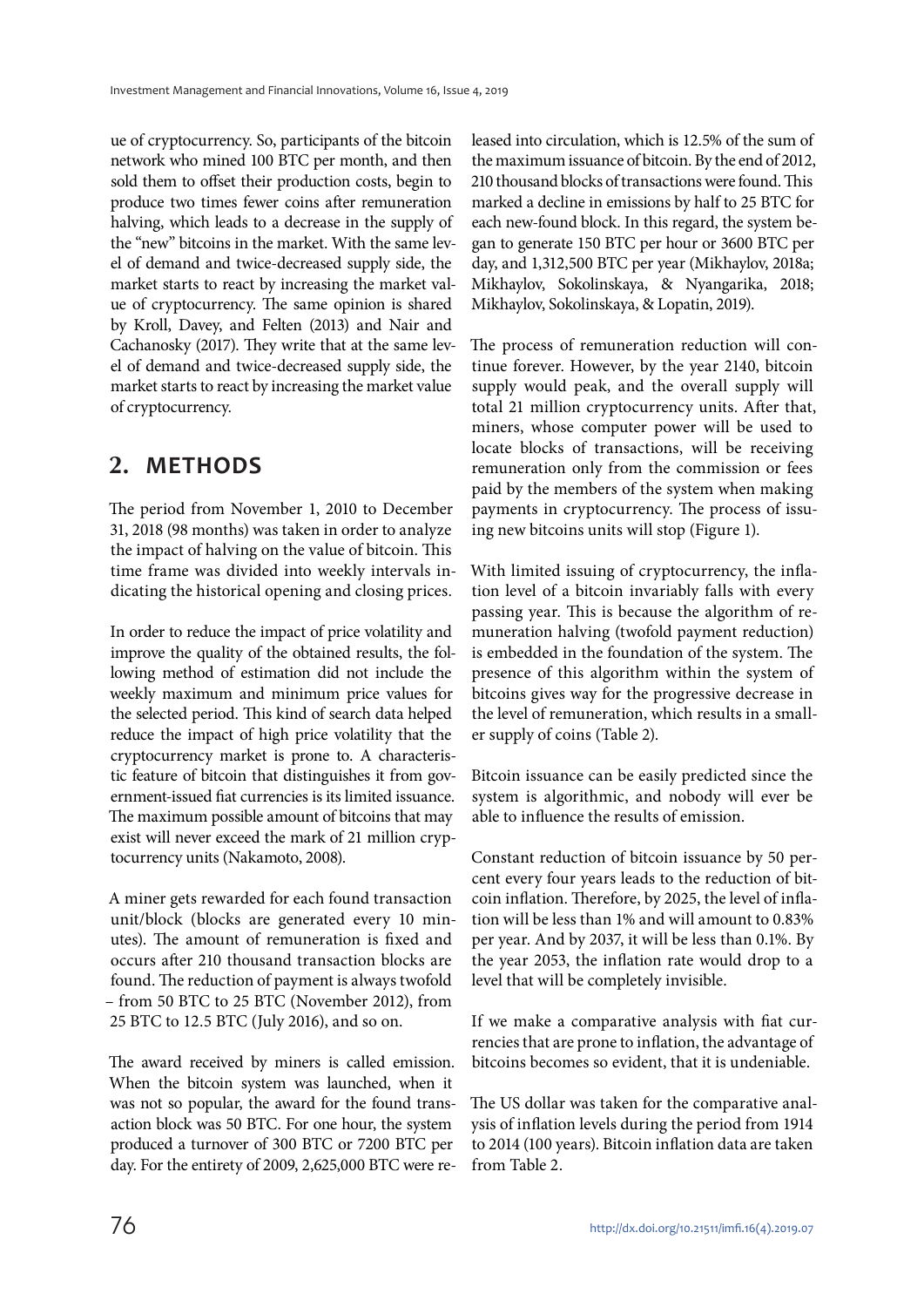ue of cryptocurrency. So, participants of the bitcoin network who mined 100 BTC per month, and then sold them to offset their production costs, begin to produce two times fewer coins after remuneration halving, which leads to a decrease in the supply of the "new" bitcoins in the market. With the same level of demand and twice-decreased supply side, the market starts to react by increasing the market value of cryptocurrency. The same opinion is shared by Kroll, Davey, and Felten (2013) and Nair and Cachanosky (2017). They write that at the same level of demand and twice-decreased supply side, the market starts to react by increasing the market value of cryptocurrency.

## 2. METHODS

The period from November 1, 2010 to December 31, 2018 (98 months) was taken in order to analyze the impact of halving on the value of bitcoin. This time frame was divided into weekly intervals indicating the historical opening and closing prices.

In order to reduce the impact of price volatility and improve the quality of the obtained results, the following method of estimation did not include the weekly maximum and minimum price values for the selected period. This kind of search data helped reduce the impact of high price volatility that the cryptocurrency market is prone to. A characteristic feature of bitcoin that distinguishes it from government-issued fiat currencies is its limited issuance. The maximum possible amount of bitcoins that may exist will never exceed the mark of 21 million cryptocurrency units (Nakamoto, 2008).

A miner gets rewarded for each found transaction unit/block (blocks are generated every 10 minutes). The amount of remuneration is fixed and occurs after 210 thousand transaction blocks are found. The reduction of payment is always twofold – from 50 BTC to 25 BTC (November 2012), from 25 BTC to 12.5 BTC (July 2016), and so on.

The award received by miners is called emission. When the bitcoin system was launched, when it was not so popular, the award for the found transaction block was 50 BTC. For one hour, the system produced a turnover of 300 BTC or 7200 BTC per day. For the entirety of 2009, 2,625,000 BTC were released into circulation, which is 12.5% of the sum of the maximum issuance of bitcoin. By the end of 2012, 210 thousand blocks of transactions were found. This marked a decline in emissions by half to 25 BTC for each new-found block. In this regard, the system began to generate 150 BTC per hour or 3600 BTC per day, and 1,312,500 BTC per year (Mikhaylov, 2018a; Mikhaylov, Sokolinskaya, & Nyangarika, 2018; Mikhaylov, Sokolinskaya, & Lopatin, 2019).

The process of remuneration reduction will continue forever. However, by the year 2140, bitcoin supply would peak, and the overall supply will total 21 million cryptocurrency units. After that, miners, whose computer power will be used to locate blocks of transactions, will be receiving remuneration only from the commission or fees paid by the members of the system when making payments in cryptocurrency. The process of issuing new bitcoins units will stop (Figure 1).

With limited issuing of cryptocurrency, the inflation level of a bitcoin invariably falls with every passing year. This is because the algorithm of remuneration halving (twofold payment reduction) is embedded in the foundation of the system. The presence of this algorithm within the system of bitcoins gives way for the progressive decrease in the level of remuneration, which results in a smaller supply of coins (Table 2).

Bitcoin issuance can be easily predicted since the system is algorithmic, and nobody will ever be able to influence the results of emission.

Constant reduction of bitcoin issuance by 50 percent every four years leads to the reduction of bitcoin inflation. Therefore, by 2025, the level of inflation will be less than 1% and will amount to 0.83% per year. And by 2037, it will be less than 0.1%. By the year 2053, the inflation rate would drop to a level that will be completely invisible.

If we make a comparative analysis with fiat currencies that are prone to inflation, the advantage of bitcoins becomes so evident, that it is undeniable.

The US dollar was taken for the comparative analysis of inflation levels during the period from 1914 to 2014 (100 years). Bitcoin inflation data are taken from Table 2.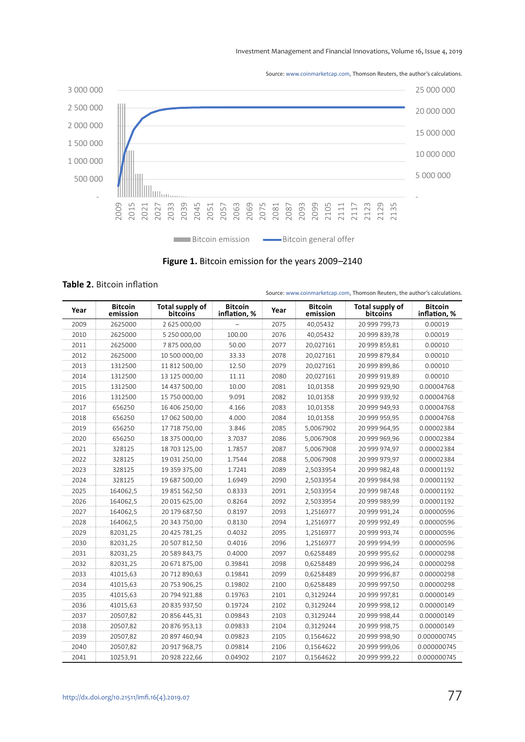Source: www.coinmarketcap.com, Thomson Reuters, the author's calculations.

**Figure 1.** Bitcoin emission for the years 2009–2140

**Table 2.** Bitcoin inflation

Source: www.coinmarketcap.com, Thomson Reuters, the author's calculations.

| Year | Bitcoin emission | Total supply of bitcoins | Bitcoin inflation, % | Year | Bitcoin emission | Total supply of bitcoins | Bitcoin inflation, % |
|---|---|---|---|---|---|---|---|
| 2009 | 2625000 | 2 625 000,00 | – | 2075 | 40,05432 | 20 999 799,73 | 0.00019 |
| 2010 | 2625000 | 5 250 000,00 | 100.00 | 2076 | 40,05432 | 20 999 839,78 | 0.00019 |
| 2011 | 2625000 | 7 875 000,00 | 50.00 | 2077 | 20,027161 | 20 999 859,81 | 0.00010 |
| 2012 | 2625000 | 10 500 000,00 | 33.33 | 2078 | 20,027161 | 20 999 879,84 | 0.00010 |
| 2013 | 1312500 | 11 812 500,00 | 12.50 | 2079 | 20,027161 | 20 999 899,86 | 0.00010 |
| 2014 | 1312500 | 13 125 000,00 | 11.11 | 2080 | 20,027161 | 20 999 919,89 | 0.00010 |
| 2015 | 1312500 | 14 437 500,00 | 10.00 | 2081 | 10,01358 | 20 999 929,90 | 0.00004768 |
| 2016 | 1312500 | 15 750 000,00 | 9.091 | 2082 | 10,01358 | 20 999 939,92 | 0.00004768 |
| 2017 | 656250 | 16 406 250,00 | 4.166 | 2083 | 10,01358 | 20 999 949,93 | 0.00004768 |
| 2018 | 656250 | 17 062 500,00 | 4.000 | 2084 | 10,01358 | 20 999 959,95 | 0.00004768 |
| 2019 | 656250 | 17 718 750,00 | 3.846 | 2085 | 5,0067902 | 20 999 964,95 | 0.00002384 |
| 2020 | 656250 | 18 375 000,00 | 3.7037 | 2086 | 5,0067908 | 20 999 969,96 | 0.00002384 |
| 2021 | 328125 | 18 703 125,00 | 1.7857 | 2087 | 5,0067908 | 20 999 974,97 | 0.00002384 |
| 2022 | 328125 | 19 031 250,00 | 1.7544 | 2088 | 5,0067908 | 20 999 979,97 | 0.00002384 |
| 2023 | 328125 | 19 359 375,00 | 1.7241 | 2089 | 2,5033954 | 20 999 982,48 | 0.00001192 |
| 2024 | 328125 | 19 687 500,00 | 1.6949 | 2090 | 2,5033954 | 20 999 984,98 | 0.00001192 |
| 2025 | 164062,5 | 19 851 562,50 | 0.8333 | 2091 | 2,5033954 | 20 999 987,48 | 0.00001192 |
| 2026 | 164062,5 | 20 015 625,00 | 0.8264 | 2092 | 2,5033954 | 20 999 989,99 | 0.00001192 |
| 2027 | 164062,5 | 20 179 687,50 | 0.8197 | 2093 | 1,2516977 | 20 999 991,24 | 0.00000596 |
| 2028 | 164062,5 | 20 343 750,00 | 0.8130 | 2094 | 1,2516977 | 20 999 992,49 | 0.00000596 |
| 2029 | 82031,25 | 20 425 781,25 | 0.4032 | 2095 | 1,2516977 | 20 999 993,74 | 0.00000596 |
| 2030 | 82031,25 | 20 507 812,50 | 0.4016 | 2096 | 1,2516977 | 20 999 994,99 | 0.00000596 |
| 2031 | 82031,25 | 20 589 843,75 | 0.4000 | 2097 | 0,6258489 | 20 999 995,62 | 0.00000298 |
| 2032 | 82031,25 | 20 671 875,00 | 0.39841 | 2098 | 0,6258489 | 20 999 996,24 | 0.00000298 |
| 2033 | 41015,63 | 20 712 890,63 | 0.19841 | 2099 | 0,6258489 | 20 999 996,87 | 0.00000298 |
| 2034 | 41015,63 | 20 753 906,25 | 0.19802 | 2100 | 0,6258489 | 20 999 997,50 | 0.00000298 |
| 2035 | 41015,63 | 20 794 921,88 | 0.19763 | 2101 | 0,3129244 | 20 999 997,81 | 0.00000149 |
| 2036 | 41015,63 | 20 835 937,50 | 0.19724 | 2102 | 0,3129244 | 20 999 998,12 | 0.00000149 |
| 2037 | 20507,82 | 20 856 445,31 | 0.09843 | 2103 | 0,3129244 | 20 999 998,44 | 0.00000149 |
| 2038 | 20507,82 | 20 876 953,13 | 0.09833 | 2104 | 0,3129244 | 20 999 998,75 | 0.00000149 |
| 2039 | 20507,82 | 20 897 460,94 | 0.09823 | 2105 | 0,1564622 | 20 999 998,90 | 0.000000745 |
| 2040 | 20507,82 | 20 917 968,75 | 0.09814 | 2106 | 0,1564622 | 20 999 999,06 | 0.000000745 |
| 2041 | 10253,91 | 20 928 222,66 | 0.04902 | 2107 | 0,1564622 | 20 999 999,22 | 0.000000745 |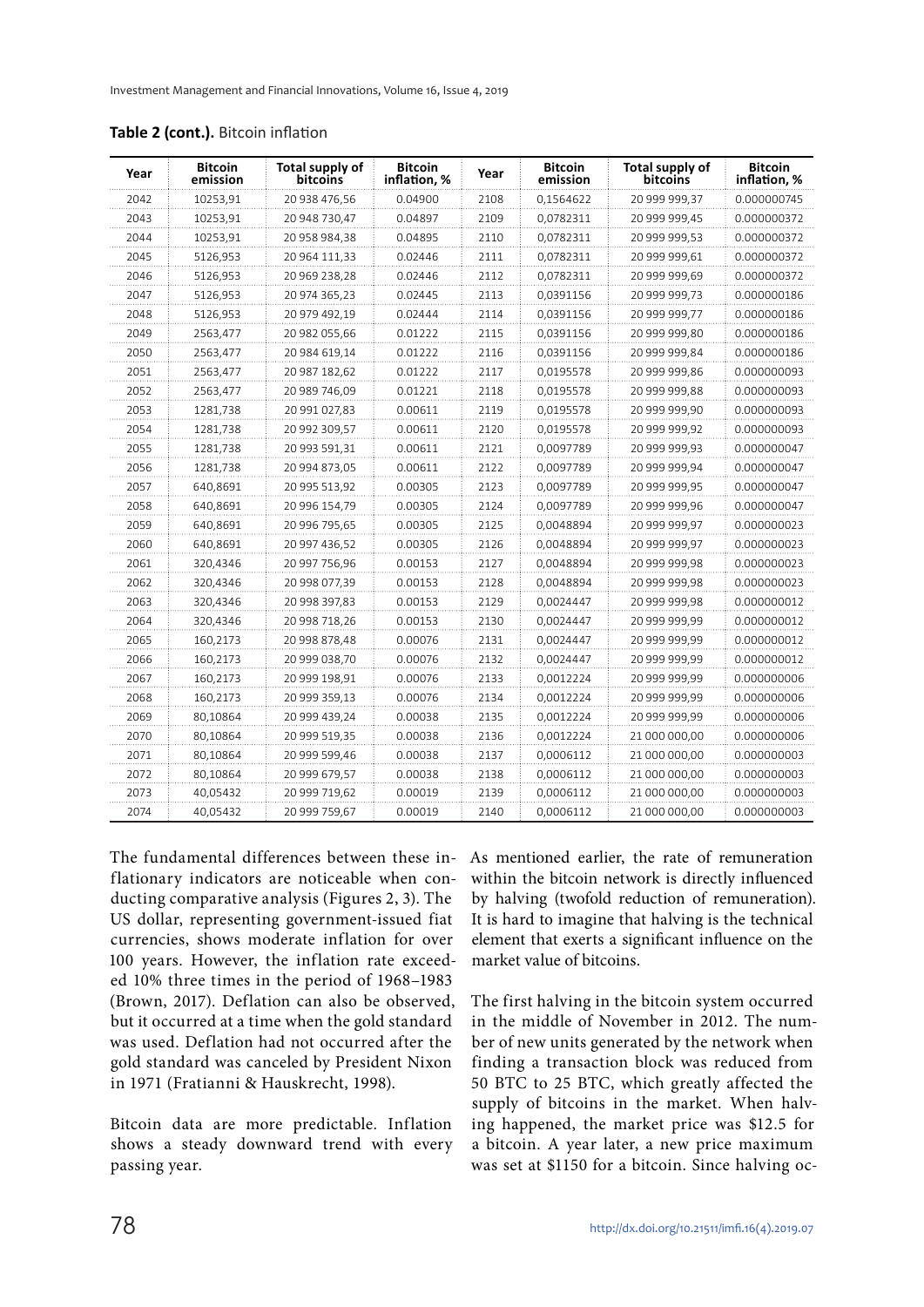**Table 2 (cont.).** Bitcoin inflation

| Year | Bitcoin emission | Total supply of bitcoins | Bitcoin inflation, % | Year | Bitcoin emission | Total supply of bitcoins | Bitcoin inflation, % |
|---|---|---|---|---|---|---|---|
| 2042 | 10253,91 | 20 938 476,56 | 0.04900 | 2108 | 0,1564622 | 20 999 999,37 | 0.000000745 |
| 2043 | 10253,91 | 20 948 730,47 | 0.04897 | 2109 | 0,0782311 | 20 999 999,45 | 0.000000372 |
| 2044 | 10253,91 | 20 958 984,38 | 0.04895 | 2110 | 0,0782311 | 20 999 999,53 | 0.000000372 |
| 2045 | 5126,953 | 20 964 111,33 | 0.02446 | 2111 | 0,0782311 | 20 999 999,61 | 0.000000372 |
| 2046 | 5126,953 | 20 969 238,28 | 0.02446 | 2112 | 0,0782311 | 20 999 999,69 | 0.000000372 |
| 2047 | 5126,953 | 20 974 365,23 | 0.02445 | 2113 | 0,0391156 | 20 999 999,73 | 0.000000186 |
| 2048 | 5126,953 | 20 979 492,19 | 0.02444 | 2114 | 0,0391156 | 20 999 999,77 | 0.000000186 |
| 2049 | 2563,477 | 20 982 055,66 | 0.01222 | 2115 | 0,0391156 | 20 999 999,80 | 0.000000186 |
| 2050 | 2563,477 | 20 984 619,14 | 0.01222 | 2116 | 0,0391156 | 20 999 999,84 | 0.000000186 |
| 2051 | 2563,477 | 20 987 182,62 | 0.01222 | 2117 | 0,0195578 | 20 999 999,86 | 0.000000093 |
| 2052 | 2563,477 | 20 989 746,09 | 0.01221 | 2118 | 0,0195578 | 20 999 999,88 | 0.000000093 |
| 2053 | 1281,738 | 20 991 027,83 | 0.00611 | 2119 | 0,0195578 | 20 999 999,90 | 0.000000093 |
| 2054 | 1281,738 | 20 992 309,57 | 0.00611 | 2120 | 0,0195578 | 20 999 999,92 | 0.000000093 |
| 2055 | 1281,738 | 20 993 591,31 | 0.00611 | 2121 | 0,0097789 | 20 999 999,93 | 0.000000047 |
| 2056 | 1281,738 | 20 994 873,05 | 0.00611 | 2122 | 0,0097789 | 20 999 999,94 | 0.000000047 |
| 2057 | 640,8691 | 20 995 513,92 | 0.00305 | 2123 | 0,0097789 | 20 999 999,95 | 0.000000047 |
| 2058 | 640,8691 | 20 996 154,79 | 0.00305 | 2124 | 0,0097789 | 20 999 999,96 | 0.000000047 |
| 2059 | 640,8691 | 20 996 795,65 | 0.00305 | 2125 | 0,0048894 | 20 999 999,97 | 0.000000023 |
| 2060 | 640,8691 | 20 997 436,52 | 0.00305 | 2126 | 0,0048894 | 20 999 999,97 | 0.000000023 |
| 2061 | 320,4346 | 20 997 756,96 | 0.00153 | 2127 | 0,0048894 | 20 999 999,98 | 0.000000023 |
| 2062 | 320,4346 | 20 998 077,39 | 0.00153 | 2128 | 0,0048894 | 20 999 999,98 | 0.000000023 |
| 2063 | 320,4346 | 20 998 397,83 | 0.00153 | 2129 | 0,0024447 | 20 999 999,98 | 0.000000012 |
| 2064 | 320,4346 | 20 998 718,26 | 0.00153 | 2130 | 0,0024447 | 20 999 999,99 | 0.000000012 |
| 2065 | 160,2173 | 20 998 878,48 | 0.00076 | 2131 | 0,0024447 | 20 999 999,99 | 0.000000012 |
| 2066 | 160,2173 | 20 999 038,70 | 0.00076 | 2132 | 0,0024447 | 20 999 999,99 | 0.000000012 |
| 2067 | 160,2173 | 20 999 198,91 | 0.00076 | 2133 | 0,0012224 | 20 999 999,99 | 0.000000006 |
| 2068 | 160,2173 | 20 999 359,13 | 0.00076 | 2134 | 0,0012224 | 20 999 999,99 | 0.000000006 |
| 2069 | 80,10864 | 20 999 439,24 | 0.00038 | 2135 | 0,0012224 | 20 999 999,99 | 0.000000006 |
| 2070 | 80,10864 | 20 999 519,35 | 0.00038 | 2136 | 0,0012224 | 21 000 000,00 | 0.000000006 |
| 2071 | 80,10864 | 20 999 599,46 | 0.00038 | 2137 | 0,0006112 | 21 000 000,00 | 0.000000003 |
| 2072 | 80,10864 | 20 999 679,57 | 0.00038 | 2138 | 0,0006112 | 21 000 000,00 | 0.000000003 |
| 2073 | 40,05432 | 20 999 719,62 | 0.00019 | 2139 | 0,0006112 | 21 000 000,00 | 0.000000003 |
| 2074 | 40,05432 | 20 999 759,67 | 0.00019 | 2140 | 0,0006112 | 21 000 000,00 | 0.000000003 |

The fundamental differences between these inflationary indicators are noticeable when conducting comparative analysis (Figures 2, 3). The US dollar, representing government-issued fiat currencies, shows moderate inflation for over 100 years. However, the inflation rate exceeded 10% three times in the period of 1968–1983 (Brown, 2017). Deflation can also be observed, but it occurred at a time when the gold standard was used. Deflation had not occurred after the gold standard was canceled by President Nixon in 1971 (Fratianni & Hauskrecht, 1998).

Bitcoin data are more predictable. Inflation shows a steady downward trend with every passing year.

As mentioned earlier, the rate of remuneration within the bitcoin network is directly influenced by halving (twofold reduction of remuneration). It is hard to imagine that halving is the technical element that exerts a significant influence on the market value of bitcoins.

The first halving in the bitcoin system occurred in the middle of November in 2012. The number of new units generated by the network when finding a transaction block was reduced from 50 BTC to 25 BTC, which greatly affected the supply of bitcoins in the market. When halving happened, the market price was $12.5 for a bitcoin. A year later, a new price maximum was set at $1150 for a bitcoin. Since halving oc-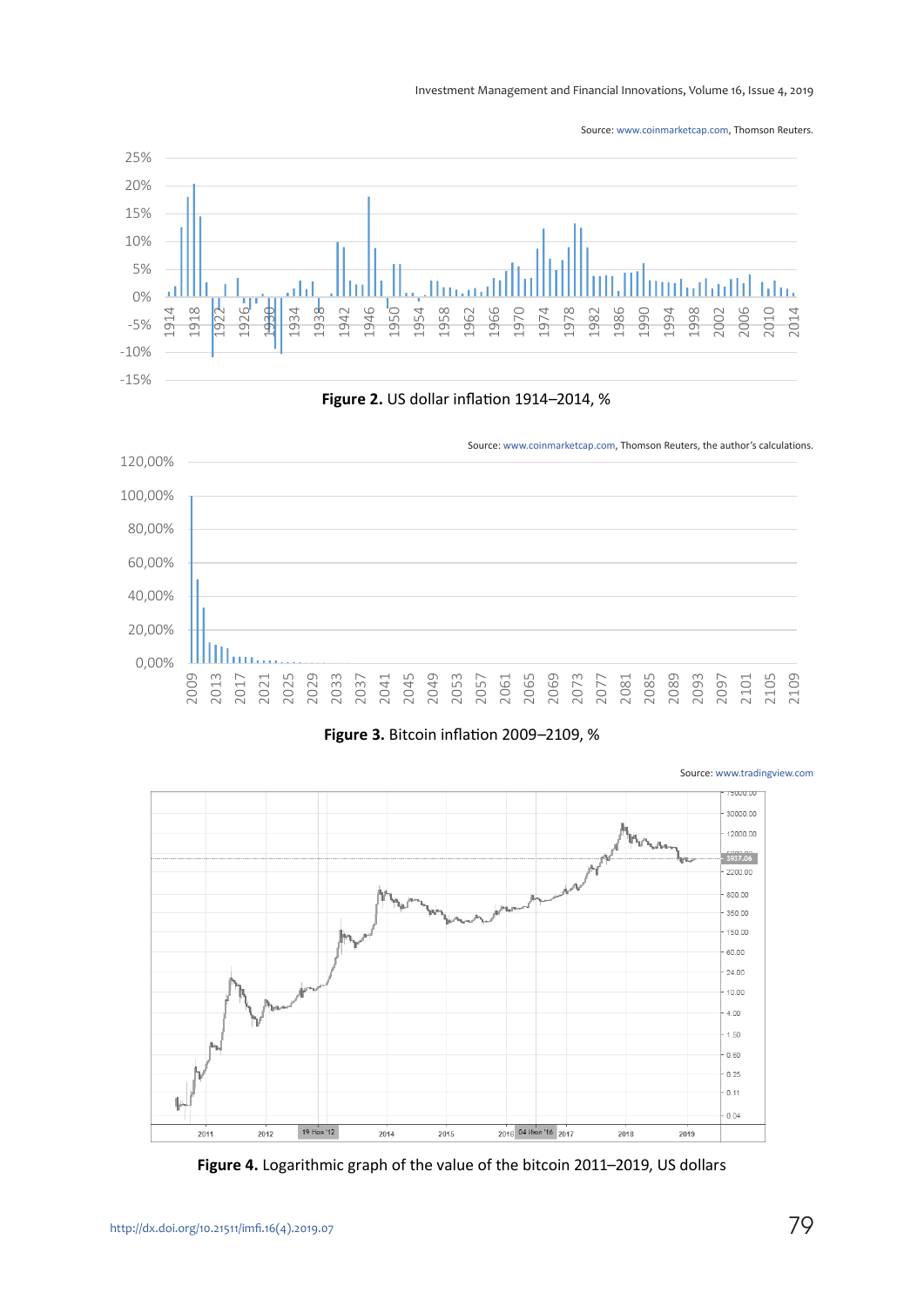Source: www.coinmarketcap.com, Thomson Reuters.

**Figure 2.** US dollar inflation 1914–2014, %

Source: www.coinmarketcap.com, Thomson Reuters, the author's calculations.

**Figure 3.** Bitcoin inflation 2009–2109, %

Source: www.tradingview.com

**Figure 4.** Logarithmic graph of the value of the bitcoin 2011–2019, US dollars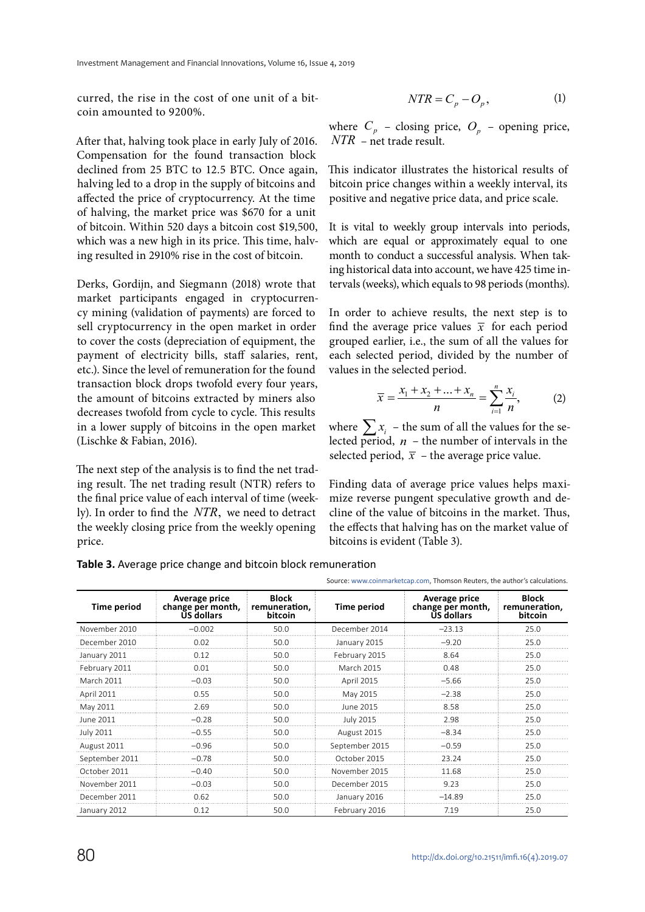curred, the rise in the cost of one unit of a bitcoin amounted to 9200%.

After that, halving took place in early July of 2016. Compensation for the found transaction block declined from 25 BTC to 12.5 BTC. Once again, halving led to a drop in the supply of bitcoins and affected the price of cryptocurrency. At the time of halving, the market price was $670 for a unit of bitcoin. Within 520 days a bitcoin cost $19,500, which was a new high in its price. This time, halving resulted in 2910% rise in the cost of bitcoin.

Derks, Gordijn, and Siegmann (2018) wrote that market participants engaged in cryptocurrency mining (validation of payments) are forced to sell cryptocurrency in the open market in order to cover the costs (depreciation of equipment, the payment of electricity bills, staff salaries, rent, etc.). Since the level of remuneration for the found transaction block drops twofold every four years, the amount of bitcoins extracted by miners also decreases twofold from cycle to cycle. This results in a lower supply of bitcoins in the open market (Lischke & Fabian, 2016).

The next step of the analysis is to find the net trading result. The net trading result (NTR) refers to the final price value of each interval of time (weekly). In order to find the $NTR$, we need to detract the weekly closing price from the weekly opening price.

$$NTR = C_p - O_p, \tag{1}$$

where $C_p$ – closing price, $O_p$ – opening price, $NTR$ – net trade result.

This indicator illustrates the historical results of bitcoin price changes within a weekly interval, its positive and negative price data, and price scale.

It is vital to weekly group intervals into periods, which are equal or approximately equal to one month to conduct a successful analysis. When taking historical data into account, we have 425 time intervals (weeks), which equals to 98 periods (months).

In order to achieve results, the next step is to find the average price values $\bar{x}$ for each period grouped earlier, i.e., the sum of all the values for each selected period, divided by the number of values in the selected period.

$$\bar{x} = \frac{x_1 + x_2 + \ldots + x_n}{n} = \sum_{i=1}^{n} \frac{x_i}{n}, \tag{2}$$

where $\sum x_i$ – the sum of all the values for the selected period, $n$ – the number of intervals in the selected period, $\bar{x}$ – the average price value.

Finding data of average price values helps maximize reverse pungent speculative growth and decline of the value of bitcoins in the market. Thus, the effects that halving has on the market value of bitcoins is evident (Table 3).

**Table 3.** Average price change and bitcoin block remuneration

Source: www.coinmarketcap.com, Thomson Reuters, the author's calculations.

| Time period | Average price change per month, US dollars | Block remuneration, bitcoin | Time period | Average price change per month, US dollars | Block remuneration, bitcoin |
|---|---|---|---|---|---|
| November 2010 | –0.002 | 50.0 | December 2014 | –23.13 | 25.0 |
| December 2010 | 0.02 | 50.0 | January 2015 | –9.20 | 25.0 |
| January 2011 | 0.12 | 50.0 | February 2015 | 8.64 | 25.0 |
| February 2011 | 0.01 | 50.0 | March 2015 | 0.48 | 25.0 |
| March 2011 | –0.03 | 50.0 | April 2015 | –5.66 | 25.0 |
| April 2011 | 0.55 | 50.0 | May 2015 | –2.38 | 25.0 |
| May 2011 | 2.69 | 50.0 | June 2015 | 8.58 | 25.0 |
| June 2011 | –0.28 | 50.0 | July 2015 | 2.98 | 25.0 |
| July 2011 | –0.55 | 50.0 | August 2015 | –8.34 | 25.0 |
| August 2011 | –0.96 | 50.0 | September 2015 | –0.59 | 25.0 |
| September 2011 | –0.78 | 50.0 | October 2015 | 23.24 | 25.0 |
| October 2011 | –0.40 | 50.0 | November 2015 | 11.68 | 25.0 |
| November 2011 | –0.03 | 50.0 | December 2015 | 9.23 | 25.0 |
| December 2011 | 0.62 | 50.0 | January 2016 | –14.89 | 25.0 |
| January 2012 | 0.12 | 50.0 | February 2016 | 7.19 | 25.0 |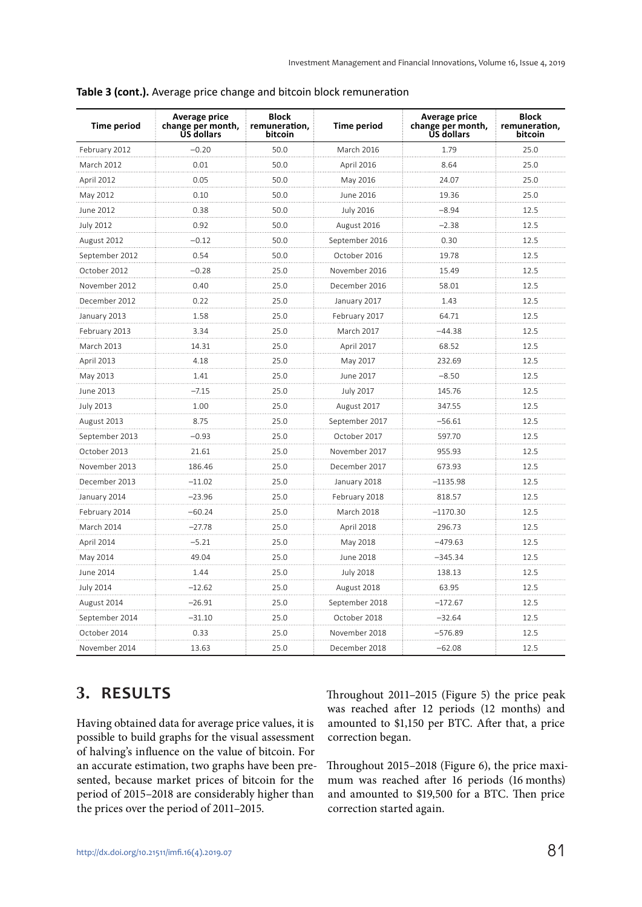**Table 3 (cont.).** Average price change and bitcoin block remuneration

| Time period | Average price change per month, US dollars | Block remuneration, bitcoin | Time period | Average price change per month, US dollars | Block remuneration, bitcoin |
|---|---|---|---|---|---|
| February 2012 | –0.20 | 50.0 | March 2016 | 1.79 | 25.0 |
| March 2012 | 0.01 | 50.0 | April 2016 | 8.64 | 25.0 |
| April 2012 | 0.05 | 50.0 | May 2016 | 24.07 | 25.0 |
| May 2012 | 0.10 | 50.0 | June 2016 | 19.36 | 25.0 |
| June 2012 | 0.38 | 50.0 | July 2016 | –8.94 | 12.5 |
| July 2012 | 0.92 | 50.0 | August 2016 | –2.38 | 12.5 |
| August 2012 | –0.12 | 50.0 | September 2016 | 0.30 | 12.5 |
| September 2012 | 0.54 | 50.0 | October 2016 | 19.78 | 12.5 |
| October 2012 | –0.28 | 25.0 | November 2016 | 15.49 | 12.5 |
| November 2012 | 0.40 | 25.0 | December 2016 | 58.01 | 12.5 |
| December 2012 | 0.22 | 25.0 | January 2017 | 1.43 | 12.5 |
| January 2013 | 1.58 | 25.0 | February 2017 | 64.71 | 12.5 |
| February 2013 | 3.34 | 25.0 | March 2017 | –44.38 | 12.5 |
| March 2013 | 14.31 | 25.0 | April 2017 | 68.52 | 12.5 |
| April 2013 | 4.18 | 25.0 | May 2017 | 232.69 | 12.5 |
| May 2013 | 1.41 | 25.0 | June 2017 | –8.50 | 12.5 |
| June 2013 | –7.15 | 25.0 | July 2017 | 145.76 | 12.5 |
| July 2013 | 1.00 | 25.0 | August 2017 | 347.55 | 12.5 |
| August 2013 | 8.75 | 25.0 | September 2017 | –56.61 | 12.5 |
| September 2013 | –0.93 | 25.0 | October 2017 | 597.70 | 12.5 |
| October 2013 | 21.61 | 25.0 | November 2017 | 955.93 | 12.5 |
| November 2013 | 186.46 | 25.0 | December 2017 | 673.93 | 12.5 |
| December 2013 | –11.02 | 25.0 | January 2018 | –1135.98 | 12.5 |
| January 2014 | –23.96 | 25.0 | February 2018 | 818.57 | 12.5 |
| February 2014 | –60.24 | 25.0 | March 2018 | –1170.30 | 12.5 |
| March 2014 | –27.78 | 25.0 | April 2018 | 296.73 | 12.5 |
| April 2014 | –5.21 | 25.0 | May 2018 | –479.63 | 12.5 |
| May 2014 | 49.04 | 25.0 | June 2018 | –345.34 | 12.5 |
| June 2014 | 1.44 | 25.0 | July 2018 | 138.13 | 12.5 |
| July 2014 | –12.62 | 25.0 | August 2018 | 63.95 | 12.5 |
| August 2014 | –26.91 | 25.0 | September 2018 | –172.67 | 12.5 |
| September 2014 | –31.10 | 25.0 | October 2018 | –32.64 | 12.5 |
| October 2014 | 0.33 | 25.0 | November 2018 | –576.89 | 12.5 |
| November 2014 | 13.63 | 25.0 | December 2018 | –62.08 | 12.5 |

## 3. RESULTS

Having obtained data for average price values, it is possible to build graphs for the visual assessment of halving's influence on the value of bitcoin. For an accurate estimation, two graphs have been presented, because market prices of bitcoin for the period of 2015–2018 are considerably higher than the prices over the period of 2011–2015.

Throughout 2011–2015 (Figure 5) the price peak was reached after 12 periods (12 months) and amounted to $1,150 per BTC. After that, a price correction began.

Throughout 2015–2018 (Figure 6), the price maximum was reached after 16 periods (16 months) and amounted to $19,500 for a BTC. Then price correction started again.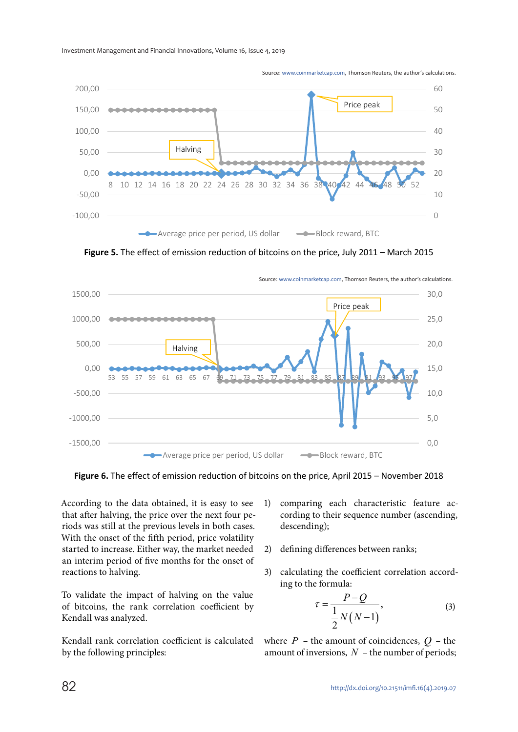Source: www.coinmarketcap.com, Thomson Reuters, the author's calculations.

**Figure 5.** The effect of emission reduction of bitcoins on the price, July 2011 – March 2015

Source: www.coinmarketcap.com, Thomson Reuters, the author's calculations.

**Figure 6.** The effect of emission reduction of bitcoins on the price, April 2015 – November 2018

According to the data obtained, it is easy to see that after halving, the price over the next four periods was still at the previous levels in both cases. With the onset of the fifth period, price volatility started to increase. Either way, the market needed an interim period of five months for the onset of reactions to halving.

To validate the impact of halving on the value of bitcoins, the rank correlation coefficient by Kendall was analyzed.

Kendall rank correlation coefficient is calculated by the following principles:

1) comparing each characteristic feature according to their sequence number (ascending, descending);

2) defining differences between ranks;

3) calculating the coefficient correlation according to the formula:

$$\tau = \frac{P - Q}{\frac{1}{2}N(N-1)}, \tag{3}$$

where $P$ – the amount of coincidences, $Q$ – the amount of inversions, $N$ – the number of periods;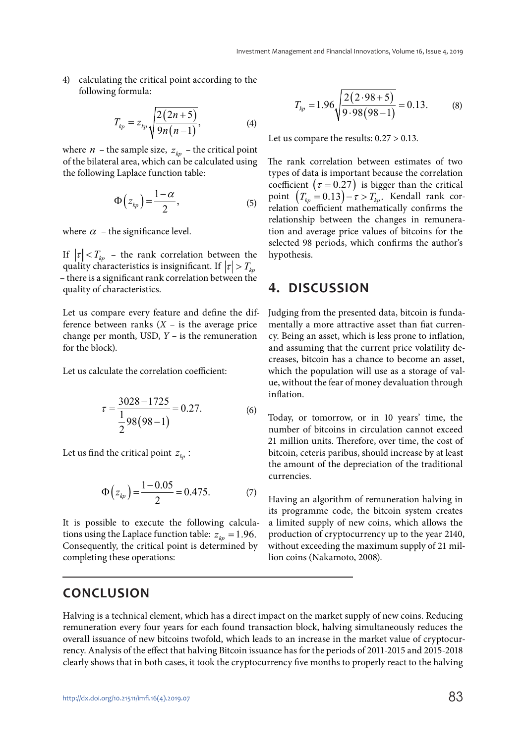4) calculating the critical point according to the following formula:

$$T_{kp} = z_{kp}\sqrt{\frac{2(2n+5)}{9n(n-1)}}, \tag{4}$$

where $n$ – the sample size, $z_{kp}$ – the critical point of the bilateral area, which can be calculated using the following Laplace function table:

$$\Phi(z_{kp}) = \frac{1-\alpha}{2}, \tag{5}$$

where $\alpha$ – the significance level.

If $|\tau| < T_{kp}$ – the rank correlation between the quality characteristics is insignificant. If $|\tau| > T_{kp}$ – there is a significant rank correlation between the quality of characteristics.

Let us compare every feature and define the difference between ranks ($X$ – is the average price change per month, USD, $Y$ – is the remuneration for the block).

Let us calculate the correlation coefficient:

$$\tau = \frac{3028-1725}{\frac{1}{2}98(98-1)} = 0.27. \tag{6}$$

Let us find the critical point $z_{kp}$:

$$\Phi(z_{kp}) = \frac{1-0.05}{2} = 0.475. \tag{7}$$

It is possible to execute the following calculations using the Laplace function table: $z_{kp} = 1.96$. Consequently, the critical point is determined by completing these operations:

$$T_{kp} = 1.96\sqrt{\frac{2(2\cdot 98+5)}{9\cdot 98(98-1)}} = 0.13. \tag{8}$$

Let us compare the results: 0.27 > 0.13.

The rank correlation between estimates of two types of data is important because the correlation coefficient $(\tau = 0.27)$ is bigger than the critical point $(T_{kp} = 0.13) - \tau > T_{kp}$. Kendall rank correlation coefficient mathematically confirms the relationship between the changes in remuneration and average price values of bitcoins for the selected 98 periods, which confirms the author's hypothesis.

## 4. DISCUSSION

Judging from the presented data, bitcoin is fundamentally a more attractive asset than fiat currency. Being an asset, which is less prone to inflation, and assuming that the current price volatility decreases, bitcoin has a chance to become an asset, which the population will use as a storage of value, without the fear of money devaluation through inflation.

Today, or tomorrow, or in 10 years' time, the number of bitcoins in circulation cannot exceed 21 million units. Therefore, over time, the cost of bitcoin, ceteris paribus, should increase by at least the amount of the depreciation of the traditional currencies.

Having an algorithm of remuneration halving in its programme code, the bitcoin system creates a limited supply of new coins, which allows the production of cryptocurrency up to the year 2140, without exceeding the maximum supply of 21 million coins (Nakamoto, 2008).

## CONCLUSION

Halving is a technical element, which has a direct impact on the market supply of new coins. Reducing remuneration every four years for each found transaction block, halving simultaneously reduces the overall issuance of new bitcoins twofold, which leads to an increase in the market value of cryptocurrency. Analysis of the effect that halving Bitcoin issuance has for the periods of 2011-2015 and 2015-2018 clearly shows that in both cases, it took the cryptocurrency five months to properly react to the halving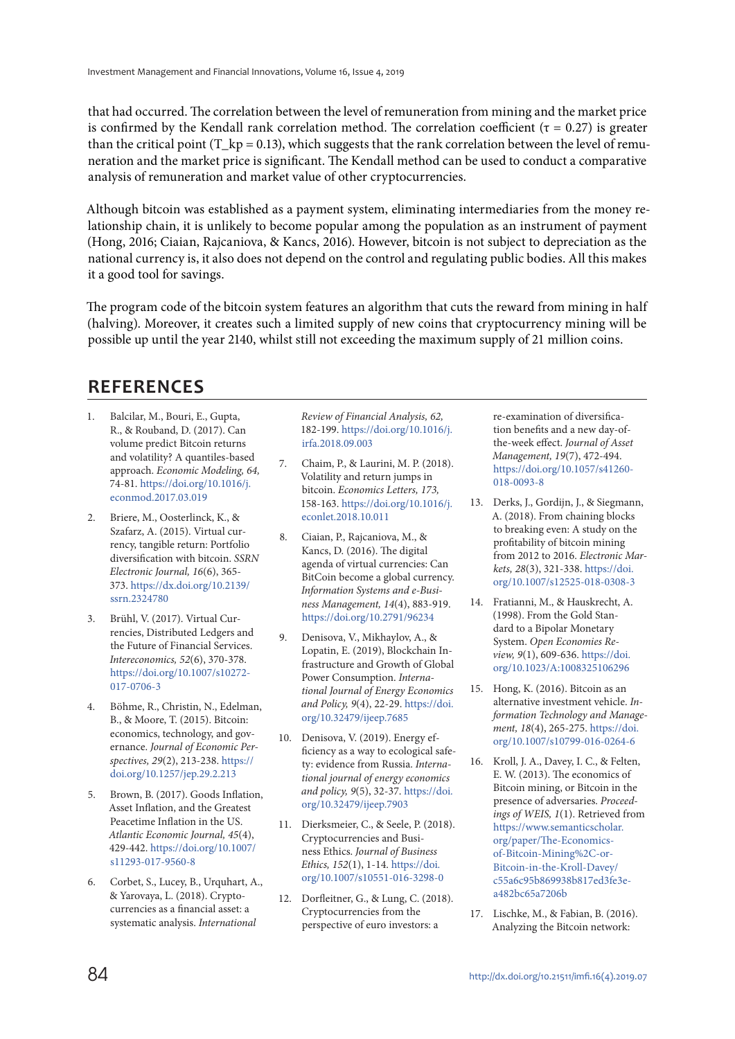that had occurred. The correlation between the level of remuneration from mining and the market price is confirmed by the Kendall rank correlation method. The correlation coefficient ($\tau = 0.27$) is greater than the critical point ($T\_kp = 0.13$), which suggests that the rank correlation between the level of remuneration and the market price is significant. The Kendall method can be used to conduct a comparative analysis of remuneration and market value of other cryptocurrencies.

Although bitcoin was established as a payment system, eliminating intermediaries from the money relationship chain, it is unlikely to become popular among the population as an instrument of payment (Hong, 2016; Ciaian, Rajcaniova, & Kancs, 2016). However, bitcoin is not subject to depreciation as the national currency is, it also does not depend on the control and regulating public bodies. All this makes it a good tool for savings.

The program code of the bitcoin system features an algorithm that cuts the reward from mining in half (halving). Moreover, it creates such a limited supply of new coins that cryptocurrency mining will be possible up until the year 2140, whilst still not exceeding the maximum supply of 21 million coins.

## REFERENCES

1. Balcilar, M., Bouri, E., Gupta, R., & Rouband, D. (2017). Can volume predict Bitcoin returns and volatility? A quantiles-based approach. *Economic Modeling, 64,* 74-81. https://doi.org/10.1016/j.econmod.2017.03.019
2. Briere, M., Oosterlinck, K., & Szafarz, A. (2015). Virtual currency, tangible return: Portfolio diversification with bitcoin. *SSRN Electronic Journal, 16*(6), 365-373. https://dx.doi.org/10.2139/ssrn.2324780
3. Brühl, V. (2017). Virtual Currencies, Distributed Ledgers and the Future of Financial Services. *Intereconomics, 52*(6), 370-378. https://doi.org/10.1007/s10272-017-0706-3
4. Böhme, R., Christin, N., Edelman, B., & Moore, T. (2015). Bitcoin: economics, technology, and governance. *Journal of Economic Perspectives, 29*(2), 213-238. https://doi.org/10.1257/jep.29.2.213
5. Brown, B. (2017). Goods Inflation, Asset Inflation, and the Greatest Peacetime Inflation in the US. *Atlantic Economic Journal, 45*(4), 429-442. https://doi.org/10.1007/s11293-017-9560-8
6. Corbet, S., Lucey, B., Urquhart, A., & Yarovaya, L. (2018). Cryptocurrencies as a financial asset: a systematic analysis. *International Review of Financial Analysis, 62,* 182-199. https://doi.org/10.1016/j.irfa.2018.09.003
7. Chaim, P., & Laurini, M. P. (2018). Volatility and return jumps in bitcoin. *Economics Letters, 173,* 158-163. https://doi.org/10.1016/j.econlet.2018.10.011
8. Ciaian, P., Rajcaniova, M., & Kancs, D. (2016). The digital agenda of virtual currencies: Can BitCoin become a global currency. *Information Systems and e-Business Management, 14*(4), 883-919. https://doi.org/10.2791/96234
9. Denisova, V., Mikhaylov, A., & Lopatin, E. (2019), Blockchain Infrastructure and Growth of Global Power Consumption. *International Journal of Energy Economics and Policy, 9*(4), 22-29. https://doi.org/10.32479/ijeep.7685
10. Denisova, V. (2019). Energy efficiency as a way to ecological safety: evidence from Russia. *International journal of energy economics and policy, 9*(5), 32-37. https://doi.org/10.32479/ijeep.7903
11. Dierksmeier, C., & Seele, P. (2018). Cryptocurrencies and Business Ethics. *Journal of Business Ethics, 152*(1), 1-14. https://doi.org/10.1007/s10551-016-3298-0
12. Dorfleitner, G., & Lung, C. (2018). Cryptocurrencies from the perspective of euro investors: a re-examination of diversification benefits and a new day-of-the-week effect. *Journal of Asset Management, 19*(7), 472-494. https://doi.org/10.1057/s41260-018-0093-8
13. Derks, J., Gordijn, J., & Siegmann, A. (2018). From chaining blocks to breaking even: A study on the profitability of bitcoin mining from 2012 to 2016. *Electronic Markets, 28*(3), 321-338. https://doi.org/10.1007/s12525-018-0308-3
14. Fratianni, M., & Hauskrecht, A. (1998). From the Gold Standard to a Bipolar Monetary System. *Open Economies Review, 9*(1), 609-636. https://doi.org/10.1023/A:1008325106296
15. Hong, K. (2016). Bitcoin as an alternative investment vehicle. *Information Technology and Management, 18*(4), 265-275. https://doi.org/10.1007/s10799-016-0264-6
16. Kroll, J. A., Davey, I. C., & Felten, E. W. (2013). The economics of Bitcoin mining, or Bitcoin in the presence of adversaries. *Proceedings of WEIS, 1*(1). Retrieved from https://www.semanticscholar.org/paper/The-Economics-of-Bitcoin-Mining%2C-or-Bitcoin-in-the-Kroll-Davey/c55a6c95b869938b817ed3fe3ea482bc65a7206b
17. Lischke, M., & Fabian, B. (2016). Analyzing the Bitcoin network: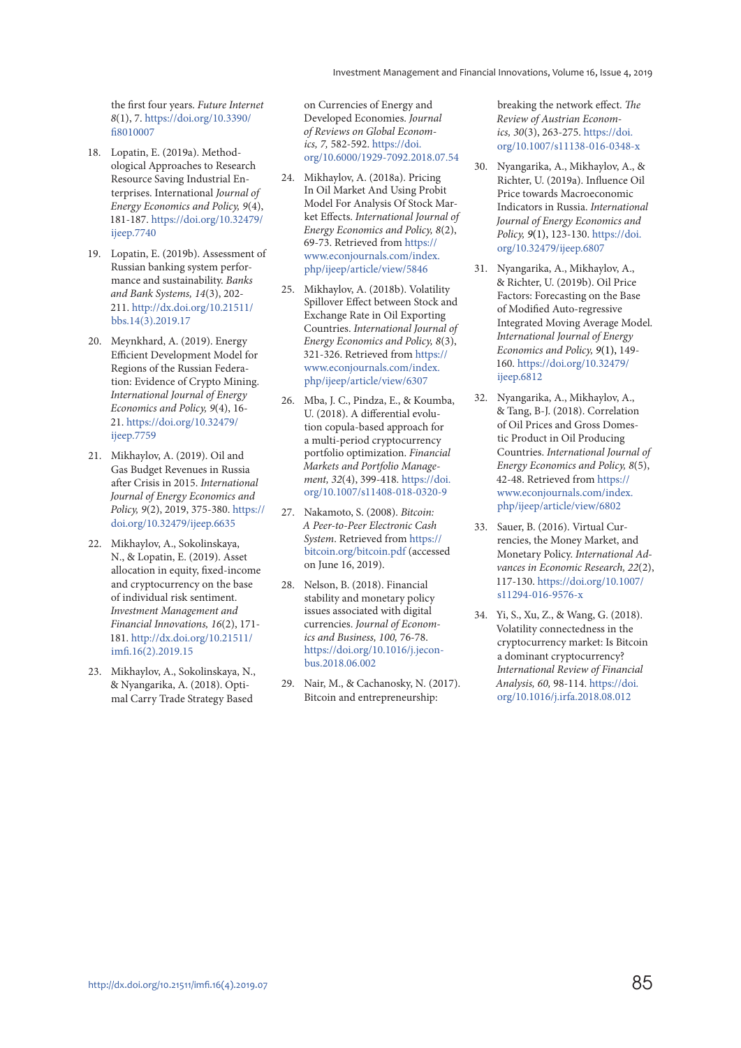the first four years. *Future Internet 8*(1), 7. https://doi.org/10.3390/fi8010007

18. Lopatin, E. (2019a). Methodological Approaches to Research Resource Saving Industrial Enterprises. International *Journal of Energy Economics and Policy, 9*(4), 181-187. https://doi.org/10.32479/ijeep.7740

19. Lopatin, E. (2019b). Assessment of Russian banking system performance and sustainability. *Banks and Bank Systems, 14*(3), 202-211. http://dx.doi.org/10.21511/bbs.14(3).2019.17

20. Meynkhard, A. (2019). Energy Efficient Development Model for Regions of the Russian Federation: Evidence of Crypto Mining. *International Journal of Energy Economics and Policy, 9*(4), 16-21. https://doi.org/10.32479/ijeep.7759

21. Mikhaylov, A. (2019). Oil and Gas Budget Revenues in Russia after Crisis in 2015. *International Journal of Energy Economics and Policy, 9*(2), 2019, 375-380. https://doi.org/10.32479/ijeep.6635

22. Mikhaylov, A., Sokolinskaya, N., & Lopatin, E. (2019). Asset allocation in equity, fixed-income and cryptocurrency on the base of individual risk sentiment. *Investment Management and Financial Innovations, 16*(2), 171-181. http://dx.doi.org/10.21511/imfi.16(2).2019.15

23. Mikhaylov, A., Sokolinskaya, N., & Nyangarika, A. (2018). Optimal Carry Trade Strategy Based on Currencies of Energy and Developed Economies. *Journal of Reviews on Global Economics, 7,* 582-592. https://doi.org/10.6000/1929-7092.2018.07.54

24. Mikhaylov, A. (2018a). Pricing In Oil Market And Using Probit Model For Analysis Of Stock Market Effects. *International Journal of Energy Economics and Policy, 8*(2), 69-73. Retrieved from https://www.econjournals.com/index.php/ijeep/article/view/5846

25. Mikhaylov, A. (2018b). Volatility Spillover Effect between Stock and Exchange Rate in Oil Exporting Countries. *International Journal of Energy Economics and Policy, 8*(3), 321-326. Retrieved from https://www.econjournals.com/index.php/ijeep/article/view/6307

26. Mba, J. C., Pindza, E., & Koumba, U. (2018). A differential evolution copula-based approach for a multi-period cryptocurrency portfolio optimization. *Financial Markets and Portfolio Management, 32*(4), 399-418. https://doi.org/10.1007/s11408-018-0320-9

27. Nakamoto, S. (2008). *Bitcoin: A Peer-to-Peer Electronic Cash System*. Retrieved from https://bitcoin.org/bitcoin.pdf (accessed on June 16, 2019).

28. Nelson, B. (2018). Financial stability and monetary policy issues associated with digital currencies. *Journal of Economics and Business, 100,* 76-78. https://doi.org/10.1016/j.jeconbus.2018.06.002

29. Nair, M., & Cachanosky, N. (2017). Bitcoin and entrepreneurship: breaking the network effect. *The Review of Austrian Economics, 30*(3), 263-275. https://doi.org/10.1007/s11138-016-0348-x

30. Nyangarika, A., Mikhaylov, A., & Richter, U. (2019a). Influence Oil Price towards Macroeconomic Indicators in Russia. *International Journal of Energy Economics and Policy, 9*(1), 123-130. https://doi.org/10.32479/ijeep.6807

31. Nyangarika, A., Mikhaylov, A., & Richter, U. (2019b). Oil Price Factors: Forecasting on the Base of Modified Auto-regressive Integrated Moving Average Model. *International Journal of Energy Economics and Policy,* 9(1), 149-160. https://doi.org/10.32479/ijeep.6812

32. Nyangarika, A., Mikhaylov, A., & Tang, B-J. (2018). Correlation of Oil Prices and Gross Domestic Product in Oil Producing Countries. *International Journal of Energy Economics and Policy, 8*(5), 42-48. Retrieved from https://www.econjournals.com/index.php/ijeep/article/view/6802

33. Sauer, B. (2016). Virtual Currencies, the Money Market, and Monetary Policy. *International Advances in Economic Research, 22*(2), 117-130. https://doi.org/10.1007/s11294-016-9576-x

34. Yi, S., Xu, Z., & Wang, G. (2018). Volatility connectedness in the cryptocurrency market: Is Bitcoin a dominant cryptocurrency? *International Review of Financial Analysis, 60,* 98-114. https://doi.org/10.1016/j.irfa.2018.08.012